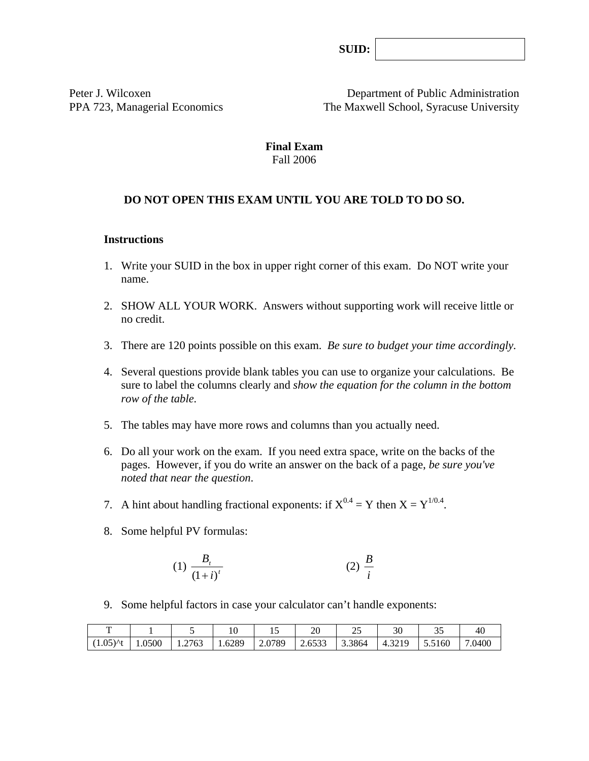SUID:

Peter J. Wilcoxen
PPA 723, Managerial Economics

Department of Public Administration
The Maxwell School, Syracuse University

**Final Exam**
Fall 2006

**DO NOT OPEN THIS EXAM UNTIL YOU ARE TOLD TO DO SO.**

**Instructions**

1. Write your SUID in the box in upper right corner of this exam. Do NOT write your name.

2. SHOW ALL YOUR WORK. Answers without supporting work will receive little or no credit.

3. There are 120 points possible on this exam. *Be sure to budget your time accordingly*.

4. Several questions provide blank tables you can use to organize your calculations. Be sure to label the columns clearly and *show the equation for the column in the bottom row of the table.*

5. The tables may have more rows and columns than you actually need.

6. Do all your work on the exam. If you need extra space, write on the backs of the pages. However, if you do write an answer on the back of a page, *be sure you've noted that near the question*.

7. A hint about handling fractional exponents: if $X^{0.4} = Y$ then $X = Y^{1/0.4}$.

8. Some helpful PV formulas:

$$(1)\ \frac{B_t}{(1+i)^t} \qquad\qquad (2)\ \frac{B}{i}$$

9. Some helpful factors in case your calculator can't handle exponents:

| T | 1 | 5 | 10 | 15 | 20 | 25 | 30 | 35 | 40 |
|---|---|---|---|---|---|---|---|---|---|
| (1.05)^t | 1.0500 | 1.2763 | 1.6289 | 2.0789 | 2.6533 | 3.3864 | 4.3219 | 5.5160 | 7.0400 |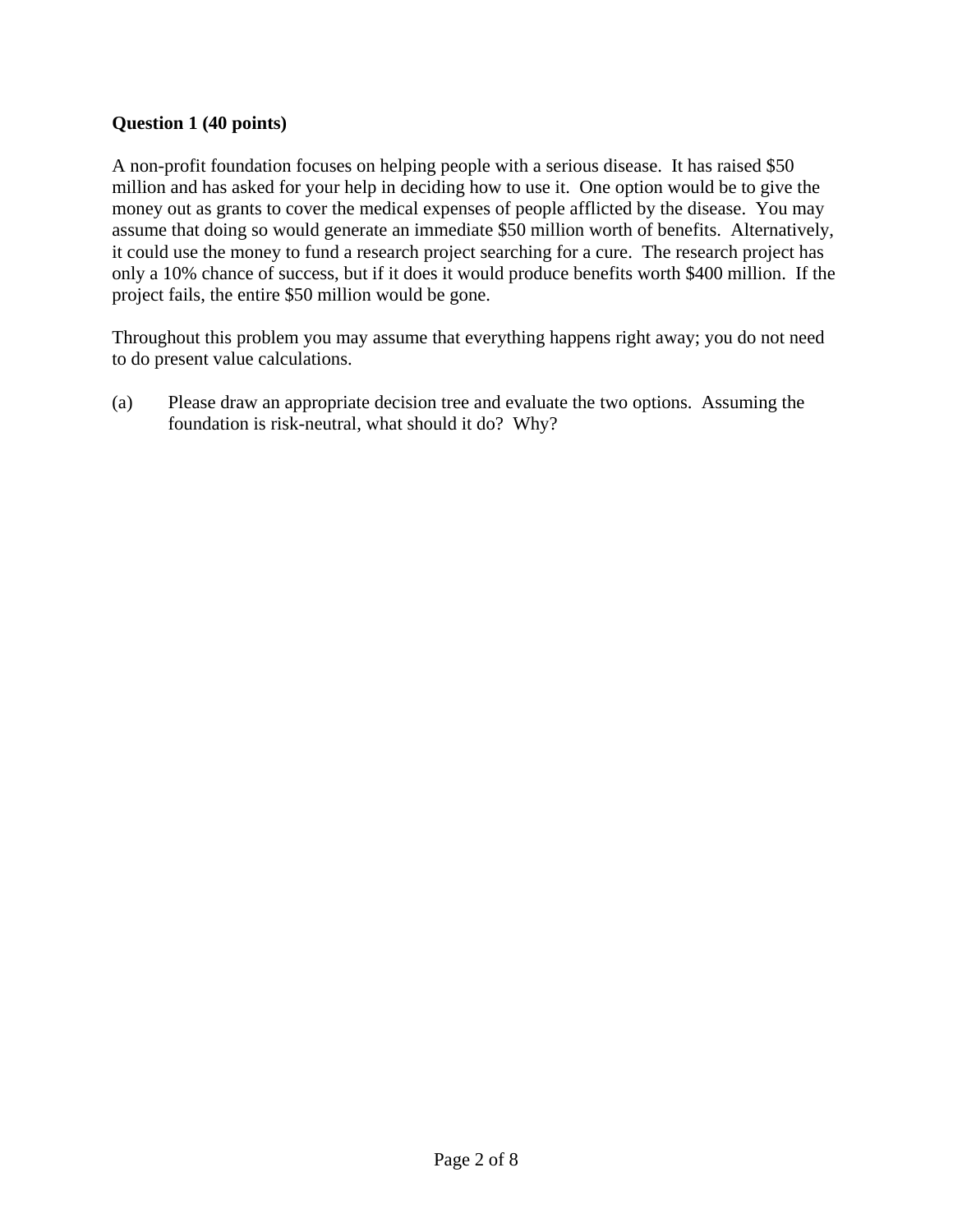**Question 1 (40 points)**

A non-profit foundation focuses on helping people with a serious disease. It has raised $50 million and has asked for your help in deciding how to use it. One option would be to give the money out as grants to cover the medical expenses of people afflicted by the disease. You may assume that doing so would generate an immediate $50 million worth of benefits. Alternatively, it could use the money to fund a research project searching for a cure. The research project has only a 10% chance of success, but if it does it would produce benefits worth $400 million. If the project fails, the entire $50 million would be gone.

Throughout this problem you may assume that everything happens right away; you do not need to do present value calculations.

(a) Please draw an appropriate decision tree and evaluate the two options. Assuming the foundation is risk-neutral, what should it do? Why?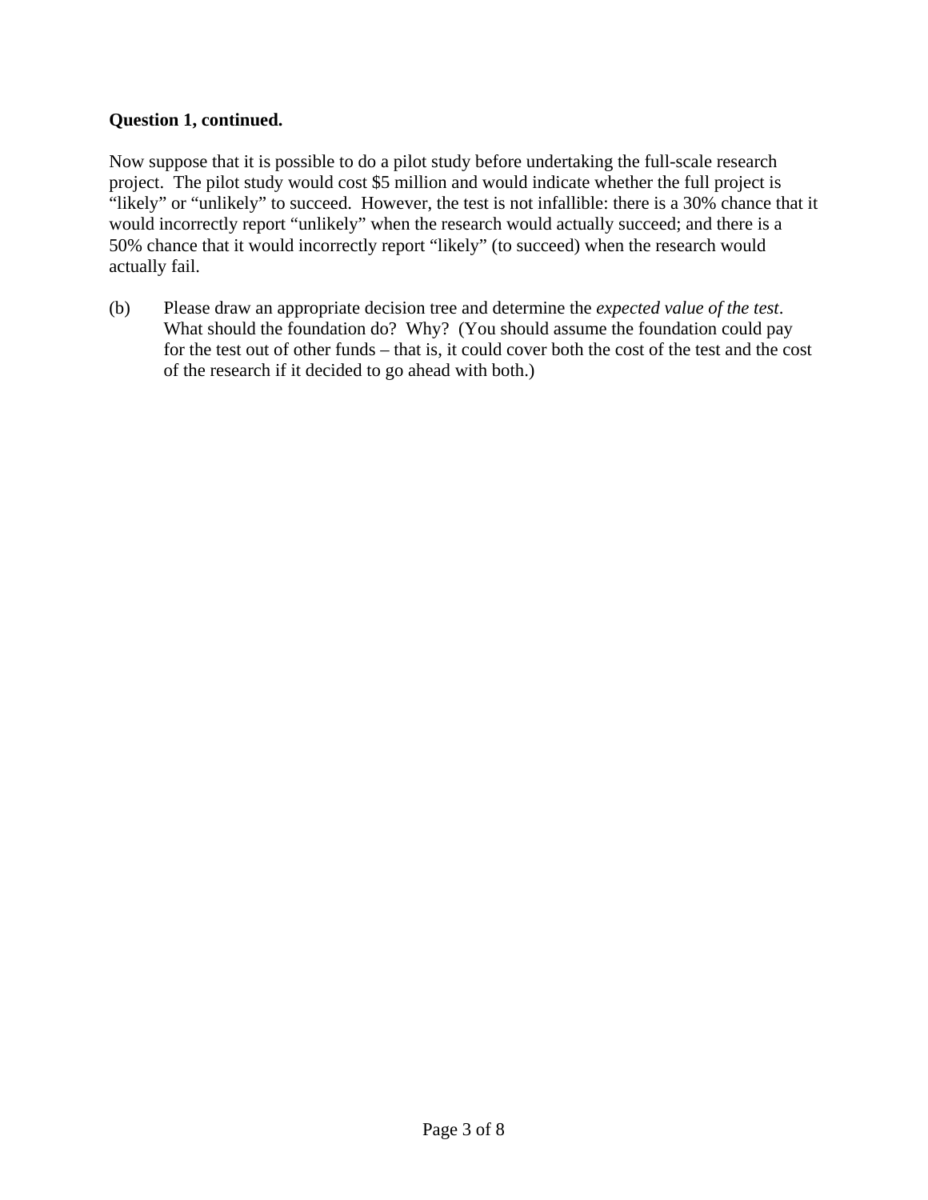**Question 1, continued.**

Now suppose that it is possible to do a pilot study before undertaking the full-scale research project. The pilot study would cost $5 million and would indicate whether the full project is "likely" or "unlikely" to succeed. However, the test is not infallible: there is a 30% chance that it would incorrectly report "unlikely" when the research would actually succeed; and there is a 50% chance that it would incorrectly report "likely" (to succeed) when the research would actually fail.

(b) Please draw an appropriate decision tree and determine the *expected value of the test*. What should the foundation do? Why? (You should assume the foundation could pay for the test out of other funds – that is, it could cover both the cost of the test and the cost of the research if it decided to go ahead with both.)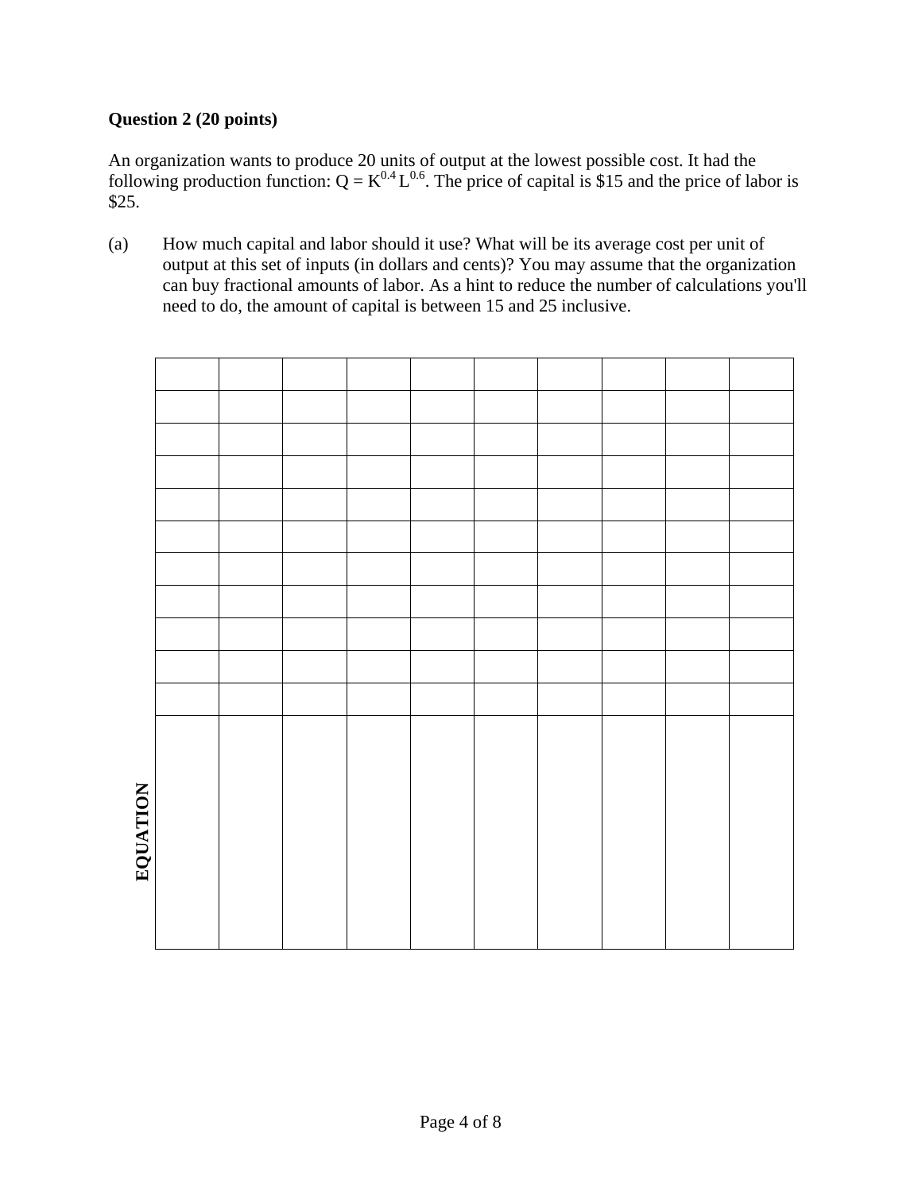**Question 2 (20 points)**

An organization wants to produce 20 units of output at the lowest possible cost. It had the following production function: $Q = K^{0.4} L^{0.6}$. The price of capital is \$15 and the price of labor is \$25.

(a) How much capital and labor should it use? What will be its average cost per unit of output at this set of inputs (in dollars and cents)? You may assume that the organization can buy fractional amounts of labor. As a hint to reduce the number of calculations you'll need to do, the amount of capital is between 15 and 25 inclusive.

| | | | | | | | | | |
|---|---|---|---|---|---|---|---|---|---|
| | | | | | | | | | |
| | | | | | | | | | |
| | | | | | | | | | |
| | | | | | | | | | |
| | | | | | | | | | |
| | | | | | | | | | |
| | | | | | | | | | |
| | | | | | | | | | |
| | | | | | | | | | |
| | | | | | | | | | |
| | | | | | | | | | |
| **EQUATION** | | | | | | | | | |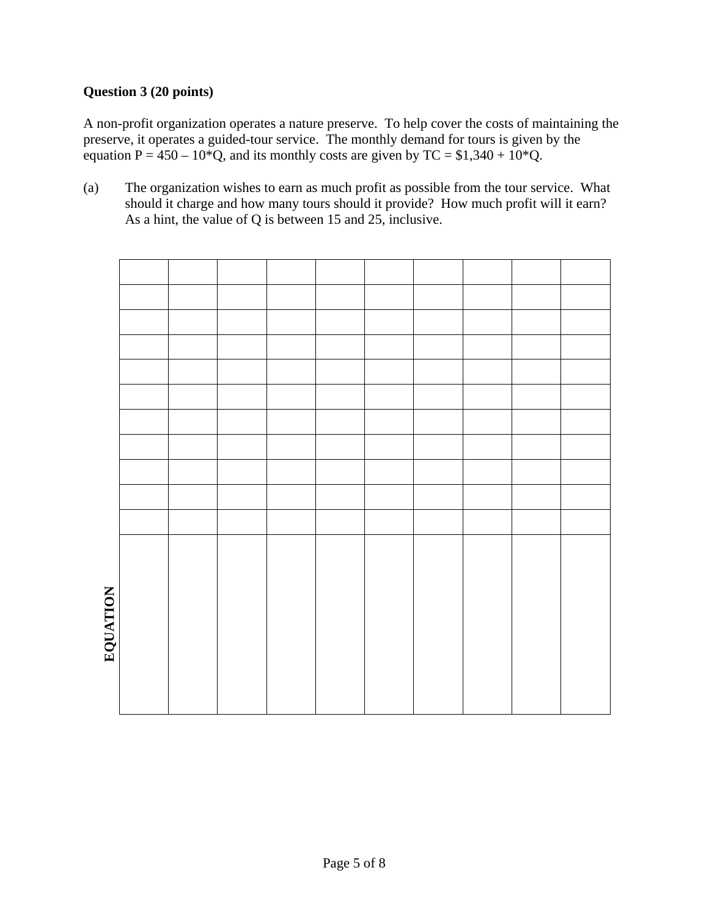**Question 3 (20 points)**

A non-profit organization operates a nature preserve. To help cover the costs of maintaining the preserve, it operates a guided-tour service. The monthly demand for tours is given by the equation $P = 450 - 10*Q$, and its monthly costs are given by $TC = \$1,340 + 10*Q$.

(a) The organization wishes to earn as much profit as possible from the tour service. What should it charge and how many tours should it provide? How much profit will it earn? As a hint, the value of Q is between 15 and 25, inclusive.

| | | | | | | | | | |
|---|---|---|---|---|---|---|---|---|---|
| | | | | | | | | | |
| | | | | | | | | | |
| | | | | | | | | | |
| | | | | | | | | | |
| | | | | | | | | | |
| | | | | | | | | | |
| | | | | | | | | | |
| | | | | | | | | | |
| | | | | | | | | | |
| | | | | | | | | | |
| | | | | | | | | | |

**EQUATION**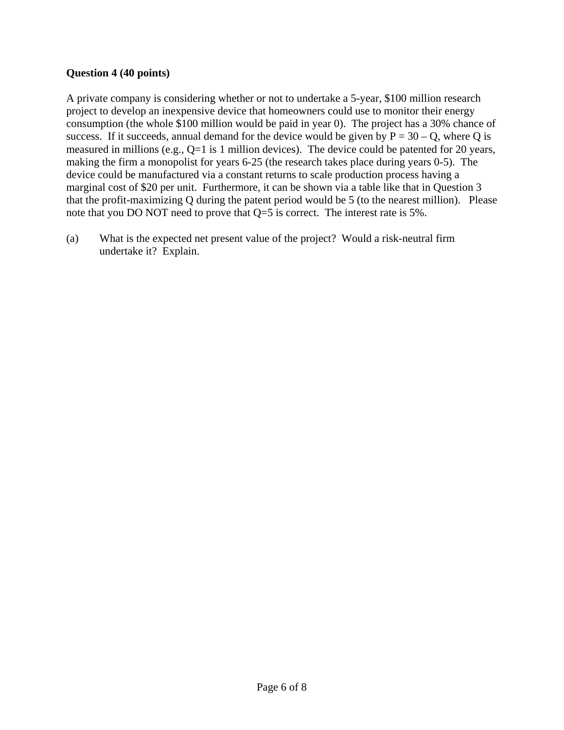**Question 4 (40 points)**

A private company is considering whether or not to undertake a 5-year, $100 million research project to develop an inexpensive device that homeowners could use to monitor their energy consumption (the whole $100 million would be paid in year 0). The project has a 30% chance of success. If it succeeds, annual demand for the device would be given by $P = 30 - Q$, where Q is measured in millions (e.g., Q=1 is 1 million devices). The device could be patented for 20 years, making the firm a monopolist for years 6-25 (the research takes place during years 0-5). The device could be manufactured via a constant returns to scale production process having a marginal cost of $20 per unit. Furthermore, it can be shown via a table like that in Question 3 that the profit-maximizing Q during the patent period would be 5 (to the nearest million). Please note that you DO NOT need to prove that Q=5 is correct. The interest rate is 5%.

(a) What is the expected net present value of the project? Would a risk-neutral firm undertake it? Explain.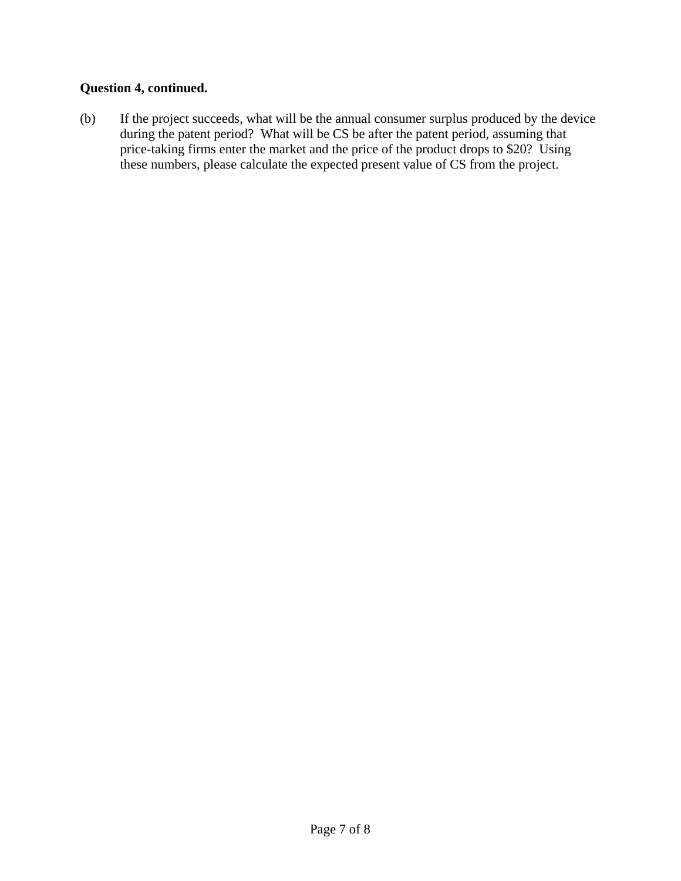**Question 4, continued.**

(b) If the project succeeds, what will be the annual consumer surplus produced by the device during the patent period? What will be CS be after the patent period, assuming that price-taking firms enter the market and the price of the product drops to $20? Using these numbers, please calculate the expected present value of CS from the project.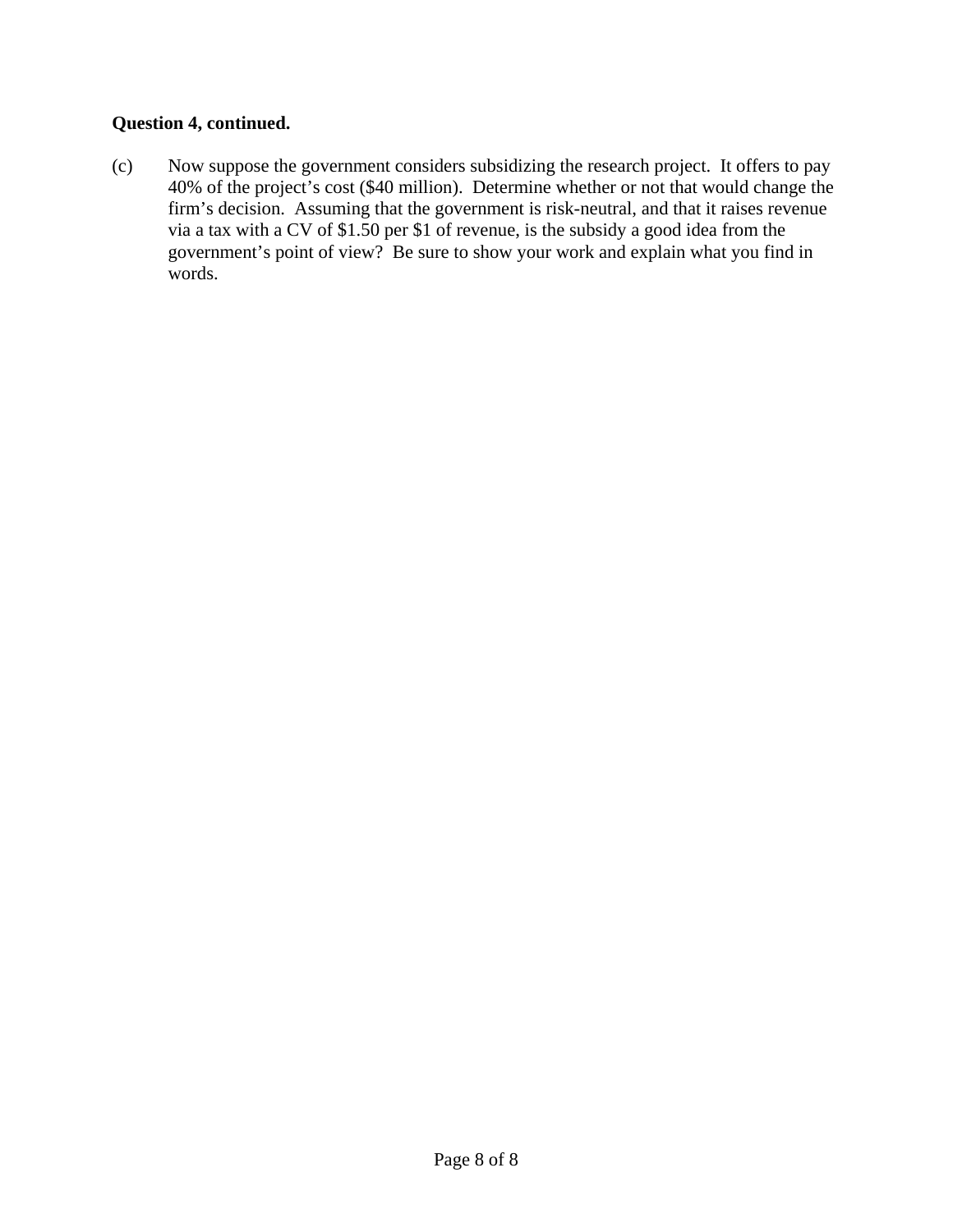**Question 4, continued.**

(c) Now suppose the government considers subsidizing the research project. It offers to pay 40% of the project's cost ($40 million). Determine whether or not that would change the firm's decision. Assuming that the government is risk-neutral, and that it raises revenue via a tax with a CV of $1.50 per $1 of revenue, is the subsidy a good idea from the government's point of view? Be sure to show your work and explain what you find in words.